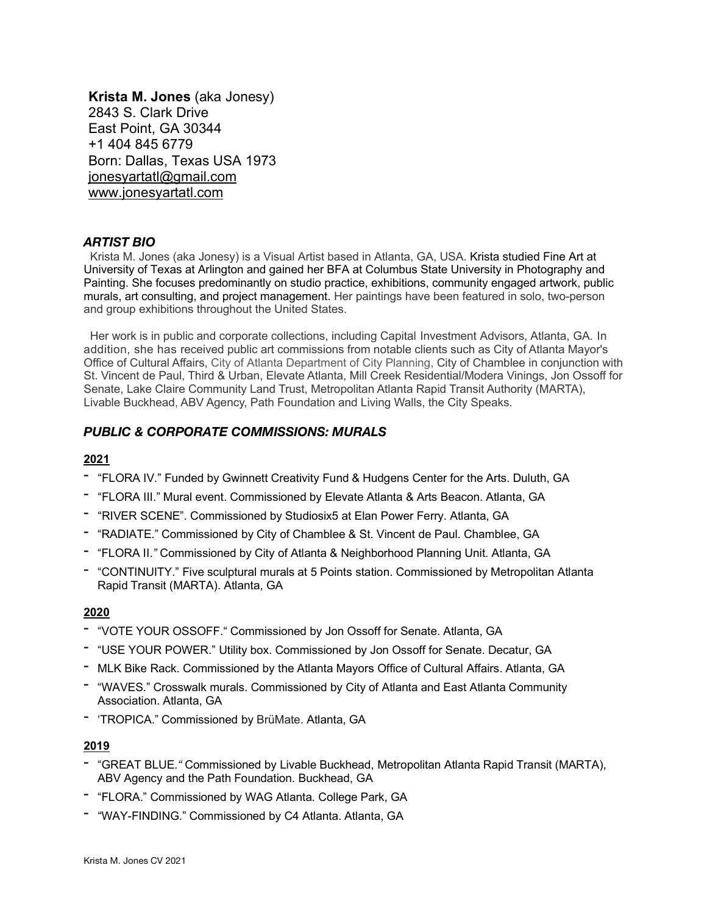**Krista M. Jones** (aka Jonesy)
2843 S. Clark Drive
East Point, GA 30344
+1 404 845 6779
Born: Dallas, Texas USA 1973
jonesyartatl@gmail.com
www.jonesyartatl.com

## *ARTIST BIO*

Krista M. Jones (aka Jonesy) is a Visual Artist based in Atlanta, GA, USA. Krista studied Fine Art at University of Texas at Arlington and gained her BFA at Columbus State University in Photography and Painting. She focuses predominantly on studio practice, exhibitions, community engaged artwork, public murals, art consulting, and project management. Her paintings have been featured in solo, two-person and group exhibitions throughout the United States.

Her work is in public and corporate collections, including Capital Investment Advisors, Atlanta, GA. In addition, she has received public art commissions from notable clients such as City of Atlanta Mayor's Office of Cultural Affairs, City of Atlanta Department of City Planning, City of Chamblee in conjunction with St. Vincent de Paul, Third & Urban, Elevate Atlanta, Mill Creek Residential/Modera Vinings, Jon Ossoff for Senate, Lake Claire Community Land Trust, Metropolitan Atlanta Rapid Transit Authority (MARTA), Livable Buckhead, ABV Agency, Path Foundation and Living Walls, the City Speaks.

## *PUBLIC & CORPORATE COMMISSIONS: MURALS*

### 2021

- "FLORA IV." Funded by Gwinnett Creativity Fund & Hudgens Center for the Arts. Duluth, GA
- "FLORA III." Mural event. Commissioned by Elevate Atlanta & Arts Beacon. Atlanta, GA
- "RIVER SCENE". Commissioned by Studiosix5 at Elan Power Ferry. Atlanta, GA
- "RADIATE." Commissioned by City of Chamblee & St. Vincent de Paul. Chamblee, GA
- "FLORA II." Commissioned by City of Atlanta & Neighborhood Planning Unit. Atlanta, GA
- "CONTINUITY." Five sculptural murals at 5 Points station. Commissioned by Metropolitan Atlanta Rapid Transit (MARTA). Atlanta, GA

### 2020

- "VOTE YOUR OSSOFF." Commissioned by Jon Ossoff for Senate. Atlanta, GA
- "USE YOUR POWER." Utility box. Commissioned by Jon Ossoff for Senate. Decatur, GA
- MLK Bike Rack. Commissioned by the Atlanta Mayors Office of Cultural Affairs. Atlanta, GA
- "WAVES." Crosswalk murals. Commissioned by City of Atlanta and East Atlanta Community Association. Atlanta, GA
- 'TROPICA." Commissioned by BrüMate. Atlanta, GA

### 2019

- "GREAT BLUE." Commissioned by Livable Buckhead, Metropolitan Atlanta Rapid Transit (MARTA), ABV Agency and the Path Foundation. Buckhead, GA
- "FLORA." Commissioned by WAG Atlanta. College Park, GA
- "WAY-FINDING." Commissioned by C4 Atlanta. Atlanta, GA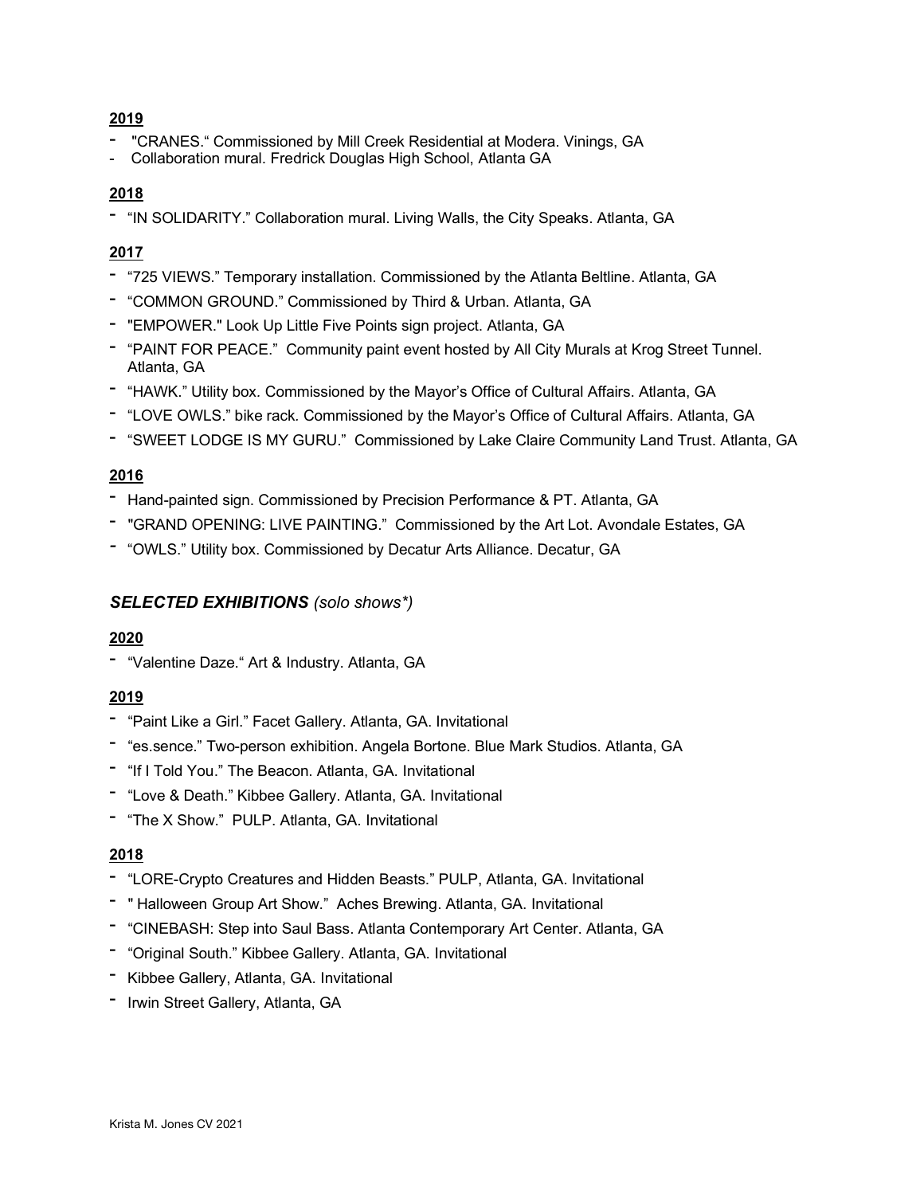**2019**

- "CRANES." Commissioned by Mill Creek Residential at Modera. Vinings, GA
- Collaboration mural. Fredrick Douglas High School, Atlanta GA

**2018**

- "IN SOLIDARITY." Collaboration mural. Living Walls, the City Speaks. Atlanta, GA

**2017**

- "725 VIEWS." Temporary installation. Commissioned by the Atlanta Beltline. Atlanta, GA
- "COMMON GROUND." Commissioned by Third & Urban. Atlanta, GA
- "EMPOWER." Look Up Little Five Points sign project. Atlanta, GA
- "PAINT FOR PEACE." Community paint event hosted by All City Murals at Krog Street Tunnel. Atlanta, GA
- "HAWK." Utility box. Commissioned by the Mayor's Office of Cultural Affairs. Atlanta, GA
- "LOVE OWLS." bike rack. Commissioned by the Mayor's Office of Cultural Affairs. Atlanta, GA
- "SWEET LODGE IS MY GURU." Commissioned by Lake Claire Community Land Trust. Atlanta, GA

**2016**

- Hand-painted sign. Commissioned by Precision Performance & PT. Atlanta, GA
- "GRAND OPENING: LIVE PAINTING." Commissioned by the Art Lot. Avondale Estates, GA
- "OWLS." Utility box. Commissioned by Decatur Arts Alliance. Decatur, GA

## *SELECTED EXHIBITIONS (solo shows*)*

**2020**

- "Valentine Daze." Art & Industry. Atlanta, GA

**2019**

- "Paint Like a Girl." Facet Gallery. Atlanta, GA. Invitational
- "es.sence." Two-person exhibition. Angela Bortone. Blue Mark Studios. Atlanta, GA
- "If I Told You." The Beacon. Atlanta, GA. Invitational
- "Love & Death." Kibbee Gallery. Atlanta, GA. Invitational
- "The X Show." PULP. Atlanta, GA. Invitational

**2018**

- "LORE-Crypto Creatures and Hidden Beasts." PULP, Atlanta, GA. Invitational
- " Halloween Group Art Show." Aches Brewing. Atlanta, GA. Invitational
- "CINEBASH: Step into Saul Bass. Atlanta Contemporary Art Center. Atlanta, GA
- "Original South." Kibbee Gallery. Atlanta, GA. Invitational
- Kibbee Gallery, Atlanta, GA. Invitational
- Irwin Street Gallery, Atlanta, GA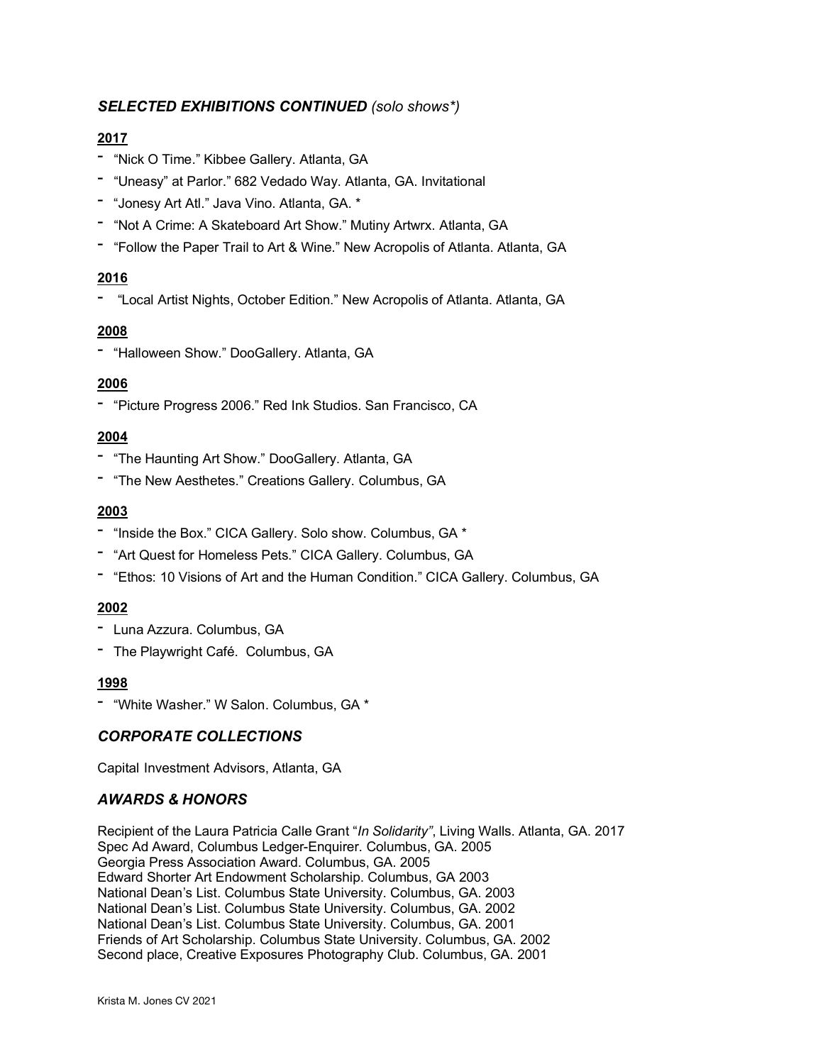## *SELECTED EXHIBITIONS CONTINUED (solo shows*)*

**2017**

- "Nick O Time." Kibbee Gallery. Atlanta, GA
- "Uneasy" at Parlor." 682 Vedado Way. Atlanta, GA. Invitational
- "Jonesy Art Atl." Java Vino. Atlanta, GA. *
- "Not A Crime: A Skateboard Art Show." Mutiny Artwrx. Atlanta, GA
- "Follow the Paper Trail to Art & Wine." New Acropolis of Atlanta. Atlanta, GA

**2016**

- "Local Artist Nights, October Edition." New Acropolis of Atlanta. Atlanta, GA

**2008**

- "Halloween Show." DooGallery. Atlanta, GA

**2006**

- "Picture Progress 2006." Red Ink Studios. San Francisco, CA

**2004**

- "The Haunting Art Show." DooGallery. Atlanta, GA
- "The New Aesthetes." Creations Gallery. Columbus, GA

**2003**

- "Inside the Box." CICA Gallery. Solo show. Columbus, GA *
- "Art Quest for Homeless Pets." CICA Gallery. Columbus, GA
- "Ethos: 10 Visions of Art and the Human Condition." CICA Gallery. Columbus, GA

**2002**

- Luna Azzura. Columbus, GA
- The Playwright Café. Columbus, GA

**1998**

- "White Washer." W Salon. Columbus, GA *

## *CORPORATE COLLECTIONS*

Capital Investment Advisors, Atlanta, GA

## *AWARDS & HONORS*

Recipient of the Laura Patricia Calle Grant "*In Solidarity"*, Living Walls. Atlanta, GA. 2017
Spec Ad Award, Columbus Ledger-Enquirer. Columbus, GA. 2005
Georgia Press Association Award. Columbus, GA. 2005
Edward Shorter Art Endowment Scholarship. Columbus, GA 2003
National Dean's List. Columbus State University. Columbus, GA. 2003
National Dean's List. Columbus State University. Columbus, GA. 2002
National Dean's List. Columbus State University. Columbus, GA. 2001
Friends of Art Scholarship. Columbus State University. Columbus, GA. 2002
Second place, Creative Exposures Photography Club. Columbus, GA. 2001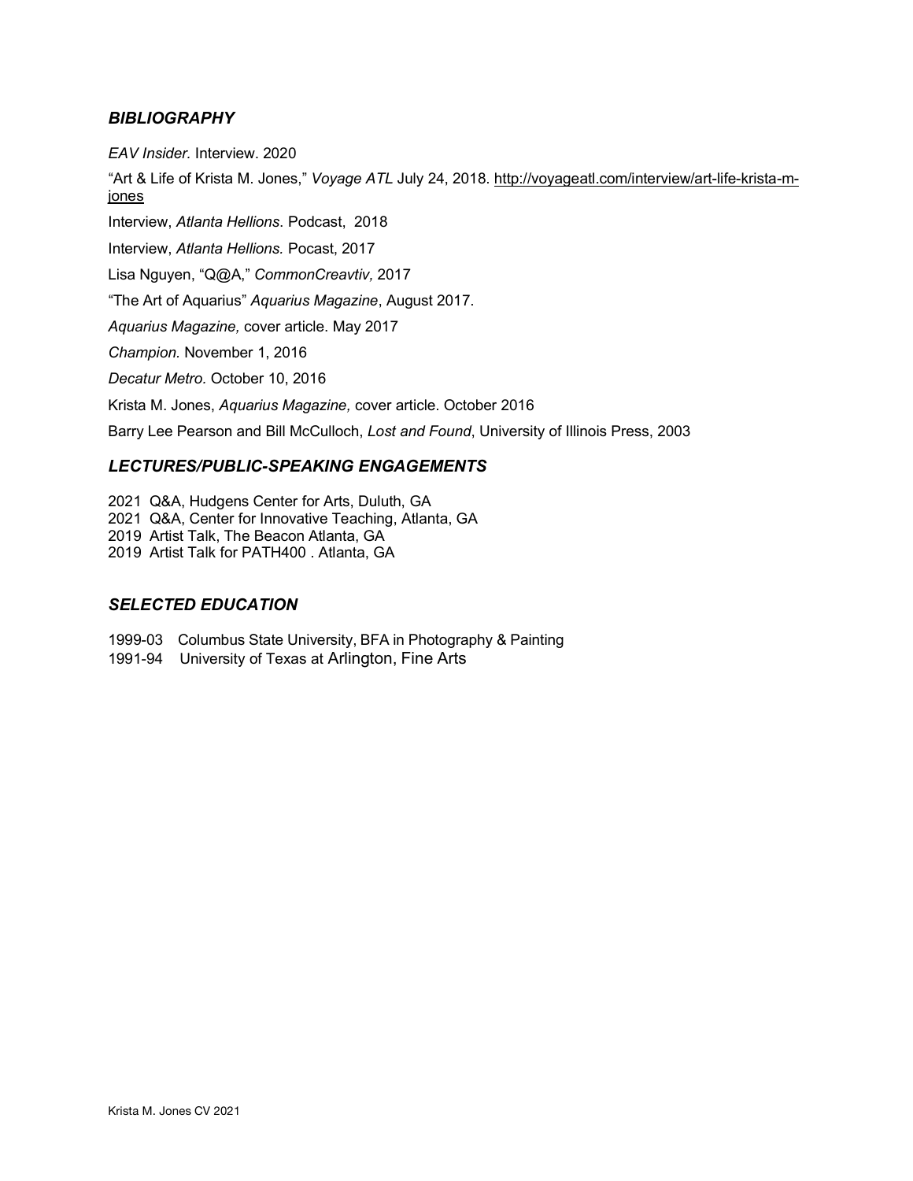## *BIBLIOGRAPHY*

*EAV Insider.* Interview. 2020

"Art & Life of Krista M. Jones," *Voyage ATL* July 24, 2018. http://voyageatl.com/interview/art-life-krista-m-jones

Interview, *Atlanta Hellions*. Podcast, 2018

Interview, *Atlanta Hellions.* Pocast, 2017

Lisa Nguyen, "Q@A," *CommonCreavtiv,* 2017

"The Art of Aquarius" *Aquarius Magazine*, August 2017.

*Aquarius Magazine,* cover article. May 2017

*Champion.* November 1, 2016

*Decatur Metro.* October 10, 2016

Krista M. Jones, *Aquarius Magazine,* cover article. October 2016

Barry Lee Pearson and Bill McCulloch, *Lost and Found*, University of Illinois Press, 2003

## *LECTURES/PUBLIC-SPEAKING ENGAGEMENTS*

2021 Q&A, Hudgens Center for Arts, Duluth, GA
2021 Q&A, Center for Innovative Teaching, Atlanta, GA
2019 Artist Talk, The Beacon Atlanta, GA
2019 Artist Talk for PATH400 . Atlanta, GA

## *SELECTED EDUCATION*

1999-03 Columbus State University, BFA in Photography & Painting
1991-94 University of Texas at Arlington, Fine Arts